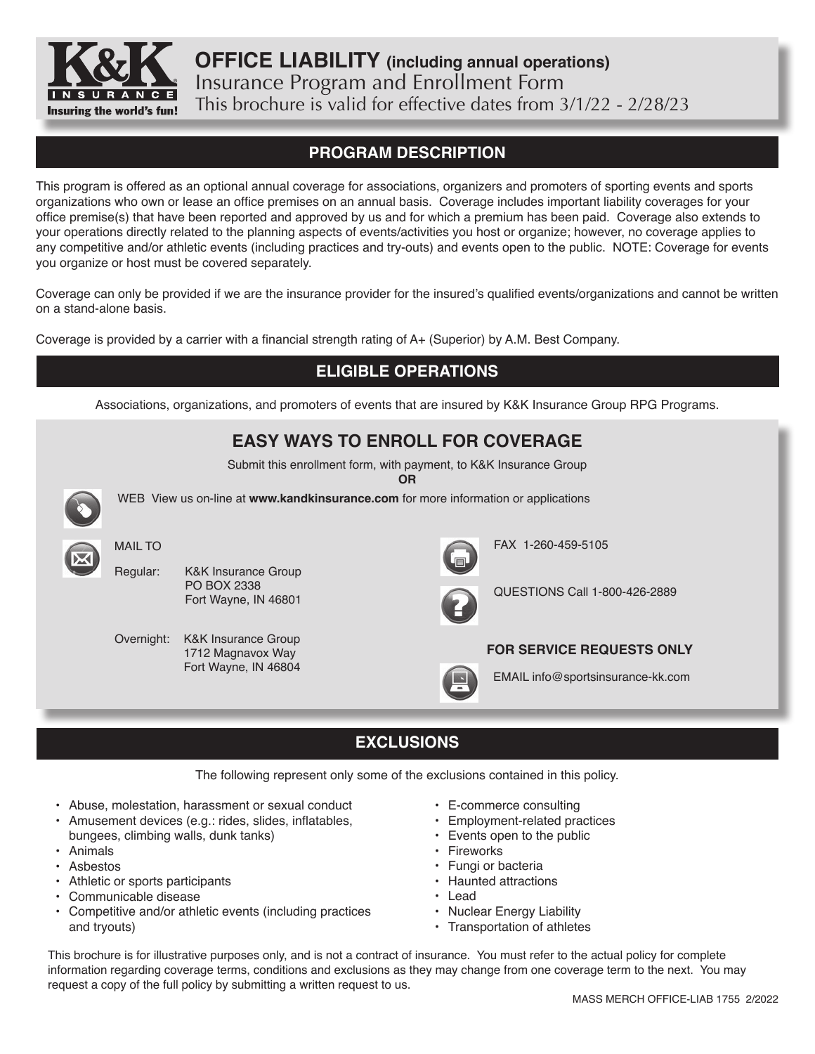# OFFICE LIABILITY (including annual operations)

Insurance Program and Enrollment Form

This brochure is valid for effective dates from 3/1/22 - 2/28/23

## PROGRAM DESCRIPTION

This program is offered as an optional annual coverage for associations, organizers and promoters of sporting events and sports organizations who own or lease an office premises on an annual basis. Coverage includes important liability coverages for your office premise(s) that have been reported and approved by us and for which a premium has been paid. Coverage also extends to your operations directly related to the planning aspects of events/activities you host or organize; however, no coverage applies to any competitive and/or athletic events (including practices and try-outs) and events open to the public. NOTE: Coverage for events you organize or host must be covered separately.

Coverage can only be provided if we are the insurance provider for the insured's qualified events/organizations and cannot be written on a stand-alone basis.

Coverage is provided by a carrier with a financial strength rating of A+ (Superior) by A.M. Best Company.

## ELIGIBLE OPERATIONS

Associations, organizations, and promoters of events that are insured by K&K Insurance Group RPG Programs.

## EASY WAYS TO ENROLL FOR COVERAGE

Submit this enrollment form, with payment, to K&K Insurance Group

**OR**

WEB View us on-line at **www.kandkinsurance.com** for more information or applications

MAIL TO

Regular: K&K Insurance Group
PO BOX 2338
Fort Wayne, IN 46801

Overnight: K&K Insurance Group
1712 Magnavox Way
Fort Wayne, IN 46804

FAX 1-260-459-5105

QUESTIONS Call 1-800-426-2889

**FOR SERVICE REQUESTS ONLY**

EMAIL info@sportsinsurance-kk.com

## EXCLUSIONS

The following represent only some of the exclusions contained in this policy.

- Abuse, molestation, harassment or sexual conduct
- Amusement devices (e.g.: rides, slides, inflatables, bungees, climbing walls, dunk tanks)
- Animals
- Asbestos
- Athletic or sports participants
- Communicable disease
- Competitive and/or athletic events (including practices and tryouts)
- E-commerce consulting
- Employment-related practices
- Events open to the public
- Fireworks
- Fungi or bacteria
- Haunted attractions
- Lead
- Nuclear Energy Liability
- Transportation of athletes

This brochure is for illustrative purposes only, and is not a contract of insurance. You must refer to the actual policy for complete information regarding coverage terms, conditions and exclusions as they may change from one coverage term to the next. You may request a copy of the full policy by submitting a written request to us.

MASS MERCH OFFICE-LIAB 1755 2/2022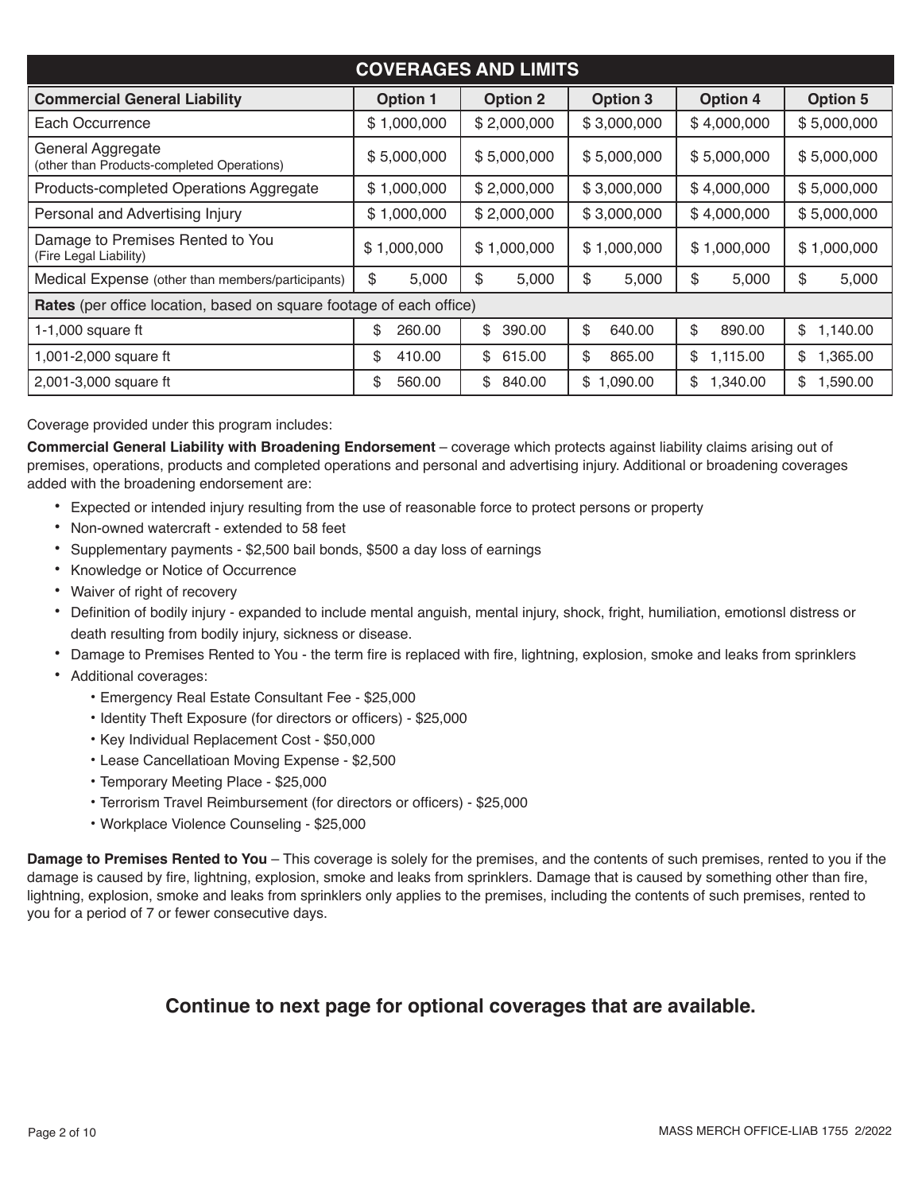## COVERAGES AND LIMITS

| Commercial General Liability | Option 1 | Option 2 | Option 3 | Option 4 | Option 5 |
|---|---|---|---|---|---|
| Each Occurrence | $ 1,000,000 | $ 2,000,000 | $ 3,000,000 | $ 4,000,000 | $ 5,000,000 |
| General Aggregate (other than Products-completed Operations) | $ 5,000,000 | $ 5,000,000 | $ 5,000,000 | $ 5,000,000 | $ 5,000,000 |
| Products-completed Operations Aggregate | $ 1,000,000 | $ 2,000,000 | $ 3,000,000 | $ 4,000,000 | $ 5,000,000 |
| Personal and Advertising Injury | $ 1,000,000 | $ 2,000,000 | $ 3,000,000 | $ 4,000,000 | $ 5,000,000 |
| Damage to Premises Rented to You (Fire Legal Liability) | $ 1,000,000 | $ 1,000,000 | $ 1,000,000 | $ 1,000,000 | $ 1,000,000 |
| Medical Expense (other than members/participants) | $ 5,000 | $ 5,000 | $ 5,000 | $ 5,000 | $ 5,000 |
| **Rates** (per office location, based on square footage of each office) | | | | | |
| 1-1,000 square ft | $ 260.00 | $ 390.00 | $ 640.00 | $ 890.00 | $ 1,140.00 |
| 1,001-2,000 square ft | $ 410.00 | $ 615.00 | $ 865.00 | $ 1,115.00 | $ 1,365.00 |
| 2,001-3,000 square ft | $ 560.00 | $ 840.00 | $ 1,090.00 | $ 1,340.00 | $ 1,590.00 |

Coverage provided under this program includes:

**Commercial General Liability with Broadening Endorsement** – coverage which protects against liability claims arising out of premises, operations, products and completed operations and personal and advertising injury. Additional or broadening coverages added with the broadening endorsement are:

- Expected or intended injury resulting from the use of reasonable force to protect persons or property
- Non-owned watercraft - extended to 58 feet
- Supplementary payments - $2,500 bail bonds, $500 a day loss of earnings
- Knowledge or Notice of Occurrence
- Waiver of right of recovery
- Definition of bodily injury - expanded to include mental anguish, mental injury, shock, fright, humiliation, emotionsl distress or death resulting from bodily injury, sickness or disease.
- Damage to Premises Rented to You - the term fire is replaced with fire, lightning, explosion, smoke and leaks from sprinklers
- Additional coverages:
  - Emergency Real Estate Consultant Fee - $25,000
  - Identity Theft Exposure (for directors or officers) - $25,000
  - Key Individual Replacement Cost - $50,000
  - Lease Cancellatioan Moving Expense - $2,500
  - Temporary Meeting Place - $25,000
  - Terrorism Travel Reimbursement (for directors or officers) - $25,000
  - Workplace Violence Counseling - $25,000

**Damage to Premises Rented to You** – This coverage is solely for the premises, and the contents of such premises, rented to you if the damage is caused by fire, lightning, explosion, smoke and leaks from sprinklers. Damage that is caused by something other than fire, lightning, explosion, smoke and leaks from sprinklers only applies to the premises, including the contents of such premises, rented to you for a period of 7 or fewer consecutive days.

**Continue to next page for optional coverages that are available.**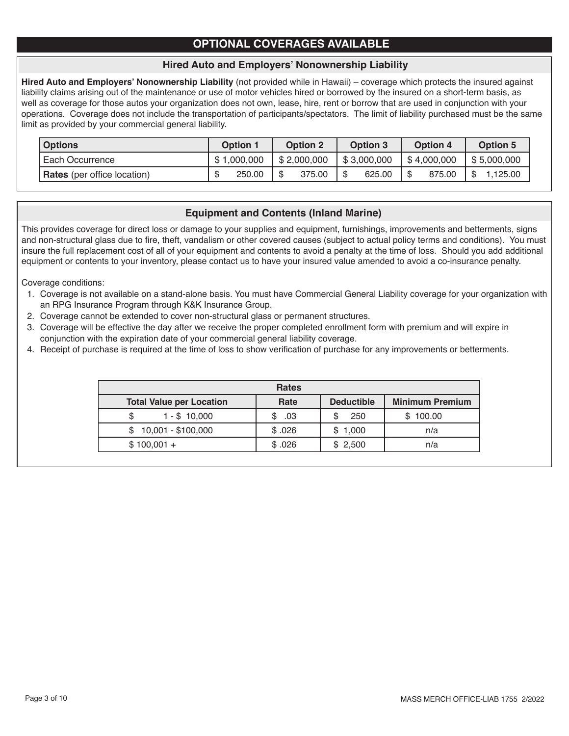# OPTIONAL COVERAGES AVAILABLE

## Hired Auto and Employers' Nonownership Liability

**Hired Auto and Employers' Nonownership Liability** (not provided while in Hawaii) – coverage which protects the insured against liability claims arising out of the maintenance or use of motor vehicles hired or borrowed by the insured on a short-term basis, as well as coverage for those autos your organization does not own, lease, hire, rent or borrow that are used in conjunction with your operations. Coverage does not include the transportation of participants/spectators. The limit of liability purchased must be the same limit as provided by your commercial general liability.

| **Options** | **Option 1** | **Option 2** | **Option 3** | **Option 4** | **Option 5** |
|---|---|---|---|---|---|
| Each Occurrence | $ 1,000,000 | $ 2,000,000 | $ 3,000,000 | $ 4,000,000 | $ 5,000,000 |
| **Rates** (per office location) | $ 250.00 | $ 375.00 | $ 625.00 | $ 875.00 | $ 1,125.00 |

## Equipment and Contents (Inland Marine)

This provides coverage for direct loss or damage to your supplies and equipment, furnishings, improvements and betterments, signs and non-structural glass due to fire, theft, vandalism or other covered causes (subject to actual policy terms and conditions). You must insure the full replacement cost of all of your equipment and contents to avoid a penalty at the time of loss. Should you add additional equipment or contents to your inventory, please contact us to have your insured value amended to avoid a co-insurance penalty.

Coverage conditions:

1. Coverage is not available on a stand-alone basis. You must have Commercial General Liability coverage for your organization with an RPG Insurance Program through K&K Insurance Group.
2. Coverage cannot be extended to cover non-structural glass or permanent structures.
3. Coverage will be effective the day after we receive the proper completed enrollment form with premium and will expire in conjunction with the expiration date of your commercial general liability coverage.
4. Receipt of purchase is required at the time of loss to show verification of purchase for any improvements or betterments.

| **Rates** | | | |
|---|---|---|---|
| **Total Value per Location** | **Rate** | **Deductible** | **Minimum Premium** |
| $ 1 - $ 10,000 | $ .03 | $ 250 | $ 100.00 |
| $ 10,001 - $100,000 | $ .026 | $ 1,000 | n/a |
| $ 100,001 + | $ .026 | $ 2,500 | n/a |

MASS MERCH OFFICE-LIAB 1755 2/2022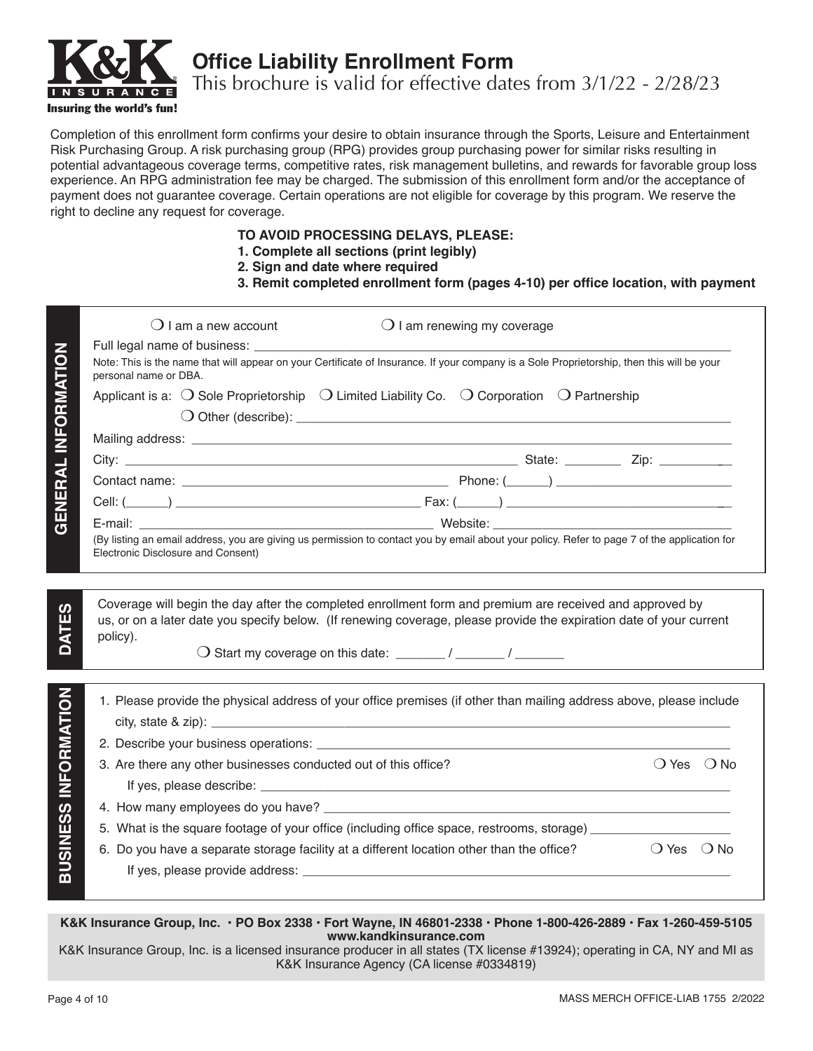# Office Liability Enrollment Form

This brochure is valid for effective dates from 3/1/22 - 2/28/23

Completion of this enrollment form confirms your desire to obtain insurance through the Sports, Leisure and Entertainment Risk Purchasing Group. A risk purchasing group (RPG) provides group purchasing power for similar risks resulting in potential advantageous coverage terms, competitive rates, risk management bulletins, and rewards for favorable group loss experience. An RPG administration fee may be charged. The submission of this enrollment form and/or the acceptance of payment does not guarantee coverage. Certain operations are not eligible for coverage by this program. We reserve the right to decline any request for coverage.

**TO AVOID PROCESSING DELAYS, PLEASE:**
**1. Complete all sections (print legibly)**
**2. Sign and date where required**
**3. Remit completed enrollment form (pages 4-10) per office location, with payment**

## GENERAL INFORMATION

❍ I am a new account ❍ I am renewing my coverage

Full legal name of business: ____________________

Note: This is the name that will appear on your Certificate of Insurance. If your company is a Sole Proprietorship, then this will be your personal name or DBA.

Applicant is a: ❍ Sole Proprietorship ❍ Limited Liability Co. ❍ Corporation ❍ Partnership

❍ Other (describe): ____________________

Mailing address: ____________________

City: ____________________ State: ________ Zip: __________

Contact name: ____________________ Phone: (______) ____________________

Cell: (______) ____________________ Fax: (______) ____________________

E-mail: ____________________ Website: ____________________

(By listing an email address, you are giving us permission to contact you by email about your policy. Refer to page 7 of the application for Electronic Disclosure and Consent)

## DATES

Coverage will begin the day after the completed enrollment form and premium are received and approved by us, or on a later date you specify below. (If renewing coverage, please provide the expiration date of your current policy).

❍ Start my coverage on this date: _______ / _______ / _______

## BUSINESS INFORMATION

1. Please provide the physical address of your office premises (if other than mailing address above, please include city, state & zip): ____________________
2. Describe your business operations: ____________________
3. Are there any other businesses conducted out of this office? ❍ Yes ❍ No
   If yes, please describe: ____________________
4. How many employees do you have? ____________________
5. What is the square footage of your office (including office space, restrooms, storage) ____________________
6. Do you have a separate storage facility at a different location other than the office? ❍ Yes ❍ No
   If yes, please provide address: ____________________

**K&K Insurance Group, Inc. • PO Box 2338 • Fort Wayne, IN 46801-2338 • Phone 1-800-426-2889 • Fax 1-260-459-5105**
**www.kandkinsurance.com**

K&K Insurance Group, Inc. is a licensed insurance producer in all states (TX license #13924); operating in CA, NY and MI as K&K Insurance Agency (CA license #0334819)

MASS MERCH OFFICE-LIAB 1755 2/2022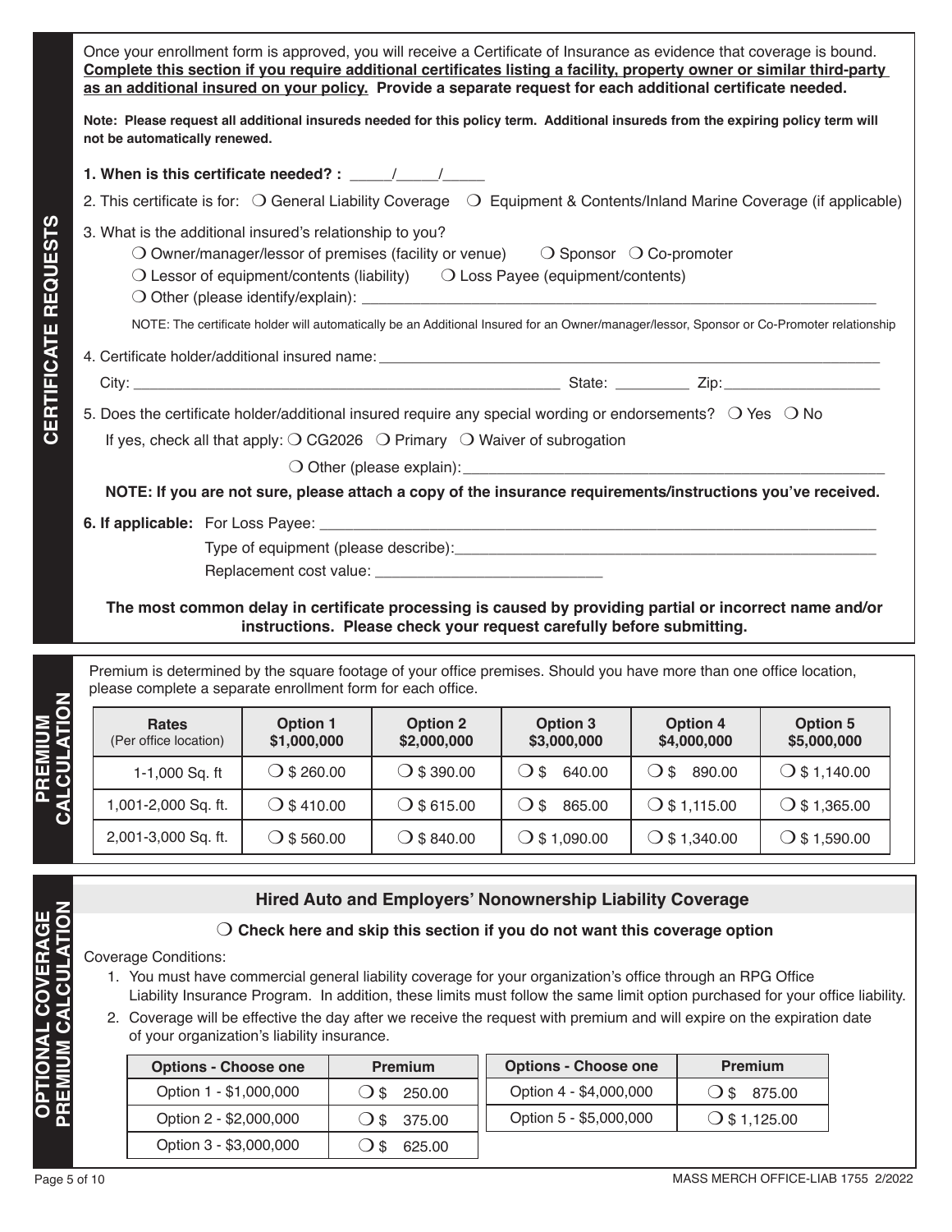## CERTIFICATE REQUESTS

Once your enrollment form is approved, you will receive a Certificate of Insurance as evidence that coverage is bound. **Complete this section if you require additional certificates listing a facility, property owner or similar third-party as an additional insured on your policy. Provide a separate request for each additional certificate needed.**

**Note: Please request all additional insureds needed for this policy term. Additional insureds from the expiring policy term will not be automatically renewed.**

**1. When is this certificate needed? :** _____/_____/_____

2. This certificate is for: ❍ General Liability Coverage ❍ Equipment & Contents/Inland Marine Coverage (if applicable)

3. What is the additional insured's relationship to you?

❍ Owner/manager/lessor of premises (facility or venue) ❍ Sponsor ❍ Co-promoter

❍ Lessor of equipment/contents (liability) ❍ Loss Payee (equipment/contents)

❍ Other (please identify/explain): ______________________________

NOTE: The certificate holder will automatically be an Additional Insured for an Owner/manager/lessor, Sponsor or Co-Promoter relationship

4. Certificate holder/additional insured name: ______________________________

City: ______________________________ State: _________ Zip: ___________________

5. Does the certificate holder/additional insured require any special wording or endorsements? ❍ Yes ❍ No

If yes, check all that apply: ❍ CG2026 ❍ Primary ❍ Waiver of subrogation

❍ Other (please explain): ______________________________

**NOTE: If you are not sure, please attach a copy of the insurance requirements/instructions you've received.**

**6. If applicable:** For Loss Payee: ______________________________

Type of equipment (please describe): ______________________________

Replacement cost value: ___________________________

**The most common delay in certificate processing is caused by providing partial or incorrect name and/or instructions. Please check your request carefully before submitting.**

## PREMIUM CALCULATION

Premium is determined by the square footage of your office premises. Should you have more than one office location, please complete a separate enrollment form for each office.

| Rates (Per office location) | Option 1 $1,000,000 | Option 2 $2,000,000 | Option 3 $3,000,000 | Option 4 $4,000,000 | Option 5 $5,000,000 |
|---|---|---|---|---|---|
| 1-1,000 Sq. ft | ❍ $ 260.00 | ❍ $ 390.00 | ❍ $ 640.00 | ❍ $ 890.00 | ❍ $ 1,140.00 |
| 1,001-2,000 Sq. ft. | ❍ $ 410.00 | ❍ $ 615.00 | ❍ $ 865.00 | ❍ $ 1,115.00 | ❍ $ 1,365.00 |
| 2,001-3,000 Sq. ft. | ❍ $ 560.00 | ❍ $ 840.00 | ❍ $ 1,090.00 | ❍ $ 1,340.00 | ❍ $ 1,590.00 |

## OPTIONAL COVERAGE PREMIUM CALCULATION

### Hired Auto and Employers' Nonownership Liability Coverage

❍ **Check here and skip this section if you do not want this coverage option**

Coverage Conditions:

1. You must have commercial general liability coverage for your organization's office through an RPG Office Liability Insurance Program. In addition, these limits must follow the same limit option purchased for your office liability.
2. Coverage will be effective the day after we receive the request with premium and will expire on the expiration date of your organization's liability insurance.

| Options - Choose one | Premium |
|---|---|
| Option 1 - $1,000,000 | ❍ $ 250.00 |
| Option 2 - $2,000,000 | ❍ $ 375.00 |
| Option 3 - $3,000,000 | ❍ $ 625.00 |
| Option 4 - $4,000,000 | ❍ $ 875.00 |
| Option 5 - $5,000,000 | ❍ $ 1,125.00 |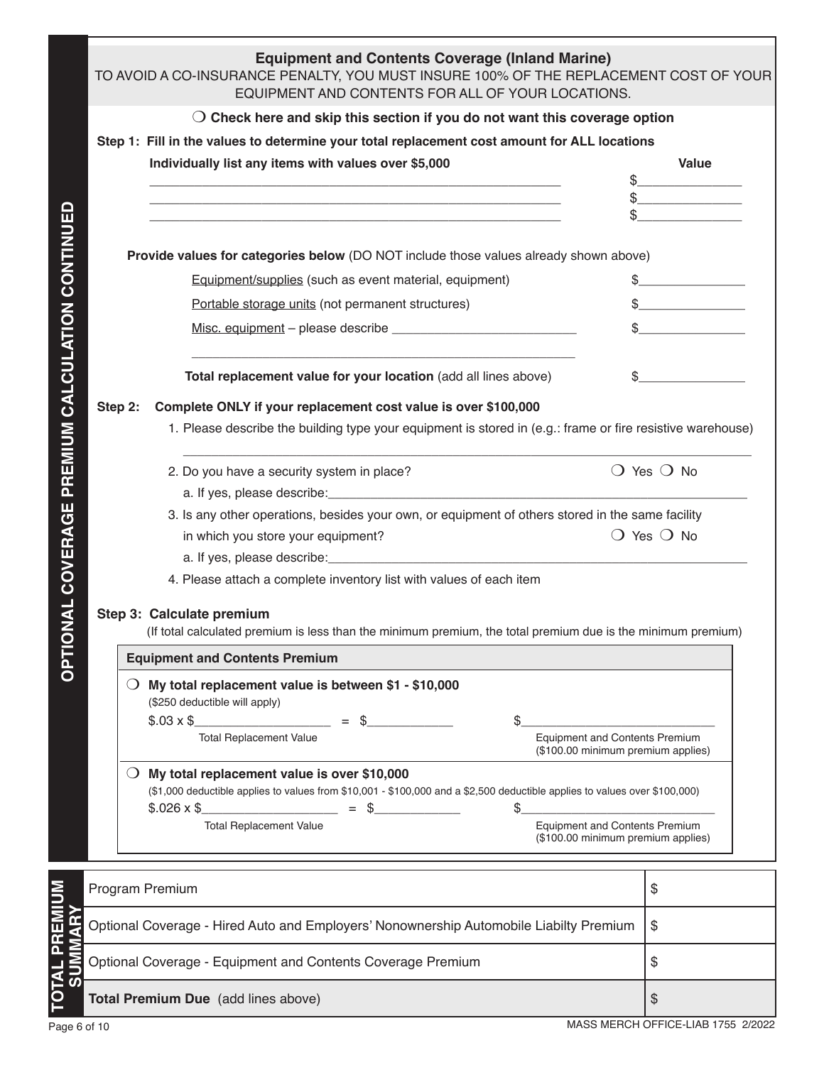**OPTIONAL COVERAGE PREMIUM CALCULATION CONTINUED**

## Equipment and Contents Coverage (Inland Marine)

TO AVOID A CO-INSURANCE PENALTY, YOU MUST INSURE 100% OF THE REPLACEMENT COST OF YOUR EQUIPMENT AND CONTENTS FOR ALL OF YOUR LOCATIONS.

❍ **Check here and skip this section if you do not want this coverage option**

**Step 1: Fill in the values to determine your total replacement cost amount for ALL locations**

| **Individually list any items with values over $5,000** | **Value** |
|---|---|
| ______________________________________________ | $______________ |
| ______________________________________________ | $______________ |
| ______________________________________________ | $______________ |

**Provide values for categories below** (DO NOT include those values already shown above)

| | |
|---|---|
| Equipment/supplies (such as event material, equipment) | $______________ |
| Portable storage units (not permanent structures) | $______________ |
| Misc. equipment – please describe __________________________ ______________________________________________ | $______________ |
| **Total replacement value for your location** (add all lines above) | $______________ |

**Step 2: Complete ONLY if your replacement cost value is over $100,000**

1. Please describe the building type your equipment is stored in (e.g.: frame or fire resistive warehouse)
   ______________________________________________________________________
2. Do you have a security system in place? ❍ Yes ❍ No
   a. If yes, please describe:________________________________________________
3. Is any other operations, besides your own, or equipment of others stored in the same facility in which you store your equipment? ❍ Yes ❍ No
   a. If yes, please describe:________________________________________________
4. Please attach a complete inventory list with values of each item

**Step 3: Calculate premium**

(If total calculated premium is less than the minimum premium, the total premium due is the minimum premium)

| **Equipment and Contents Premium** | |
|---|---|
| ❍ **My total replacement value is between $1 - $10,000** ($250 deductible will apply) <br> $.03 x $__________________ = $___________ <br> Total Replacement Value | $__________________________ <br> Equipment and Contents Premium ($100.00 minimum premium applies) |
| ❍ **My total replacement value is over $10,000** ($1,000 deductible applies to values from $10,001 - $100,000 and a $2,500 deductible applies to values over $100,000) <br> $.026 x $__________________ = $___________ <br> Total Replacement Value | $__________________________ <br> Equipment and Contents Premium ($100.00 minimum premium applies) |

**TOTAL PREMIUM SUMMARY**

| | |
|---|---|
| Program Premium | $ |
| Optional Coverage - Hired Auto and Employers' Nonownership Automobile Liabilty Premium | $ |
| Optional Coverage - Equipment and Contents Coverage Premium | $ |
| **Total Premium Due** (add lines above) | $ |

MASS MERCH OFFICE-LIAB 1755 2/2022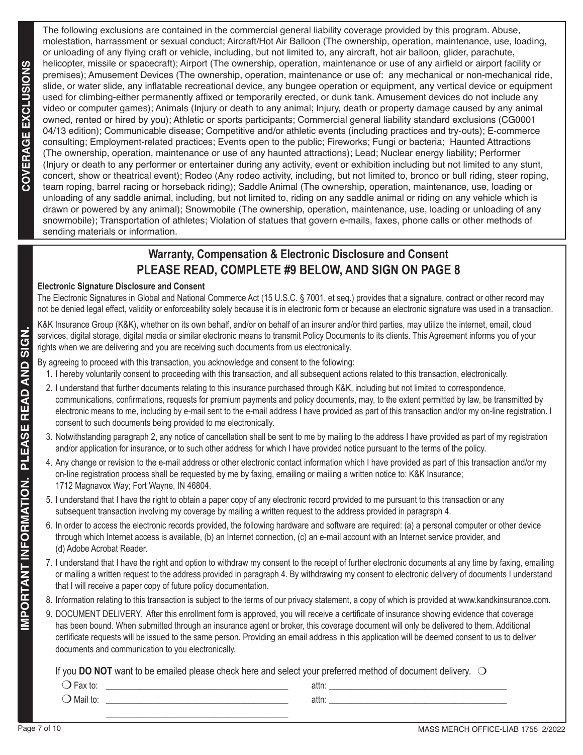## COVERAGE EXCLUSIONS

The following exclusions are contained in the commercial general liability coverage provided by this program. Abuse, molestation, harrassment or sexual conduct; Aircraft/Hot Air Balloon (The ownership, operation, maintenance, use, loading, or unloading of any flying craft or vehicle, including, but not limited to, any aircraft, hot air balloon, glider, parachute, helicopter, missile or spacecraft); Airport (The ownership, operation, maintenance or use of any airfield or airport facility or premises); Amusement Devices (The ownership, operation, maintenance or use of: any mechanical or non-mechanical ride, slide, or water slide, any inflatable recreational device, any bungee operation or equipment, any vertical device or equipment used for climbing-either permanently affixed or temporarily erected, or dunk tank. Amusement devices do not include any video or computer games); Animals (Injury or death to any animal; Injury, death or property damage caused by any animal owned, rented or hired by you); Athletic or sports participants; Commercial general liability standard exclusions (CG0001 04/13 edition); Communicable disease; Competitive and/or athletic events (including practices and try-outs); E-commerce consulting; Employment-related practices; Events open to the public; Fireworks; Fungi or bacteria; Haunted Attractions (The ownership, operation, maintenance or use of any haunted attractions); Lead; Nuclear energy liability; Performer (Injury or death to any performer or entertainer during any activity, event or exhibition including but not limited to any stunt, concert, show or theatrical event); Rodeo (Any rodeo activity, including, but not limited to, bronco or bull riding, steer roping, team roping, barrel racing or horseback riding); Saddle Animal (The ownership, operation, maintenance, use, loading or unloading of any saddle animal, including, but not limited to, riding on any saddle animal or riding on any vehicle which is drawn or powered by any animal); Snowmobile (The ownership, operation, maintenance, use, loading or unloading of any snowmobile); Transportation of athletes; Violation of statues that govern e-mails, faxes, phone calls or other methods of sending materials or information.

## IMPORTANT INFORMATION. PLEASE READ AND SIGN.

### Warranty, Compensation & Electronic Disclosure and Consent
### PLEASE READ, COMPLETE #9 BELOW, AND SIGN ON PAGE 8

**Electronic Signature Disclosure and Consent**

The Electronic Signatures in Global and National Commerce Act (15 U.S.C. § 7001, et seq.) provides that a signature, contract or other record may not be denied legal effect, validity or enforceability solely because it is in electronic form or because an electronic signature was used in a transaction.

K&K Insurance Group (K&K), whether on its own behalf, and/or on behalf of an insurer and/or third parties, may utilize the internet, email, cloud services, digital storage, digital media or similar electronic means to transmit Policy Documents to its clients. This Agreement informs you of your rights when we are delivering and you are receiving such documents from us electronically.

By agreeing to proceed with this transaction, you acknowledge and consent to the following:

1. I hereby voluntarily consent to proceeding with this transaction, and all subsequent actions related to this transaction, electronically.
2. I understand that further documents relating to this insurance purchased through K&K, including but not limited to correspondence, communications, confirmations, requests for premium payments and policy documents, may, to the extent permitted by law, be transmitted by electronic means to me, including by e-mail sent to the e-mail address I have provided as part of this transaction and/or my on-line registration. I consent to such documents being provided to me electronically.
3. Notwithstanding paragraph 2, any notice of cancellation shall be sent to me by mailing to the address I have provided as part of my registration and/or application for insurance, or to such other address for which I have provided notice pursuant to the terms of the policy.
4. Any change or revision to the e-mail address or other electronic contact information which I have provided as part of this transaction and/or my on-line registration process shall be requested by me by faxing, emailing or mailing a written notice to: K&K Insurance; 1712 Magnavox Way; Fort Wayne, IN 46804.
5. I understand that I have the right to obtain a paper copy of any electronic record provided to me pursuant to this transaction or any subsequent transaction involving my coverage by mailing a written request to the address provided in paragraph 4.
6. In order to access the electronic records provided, the following hardware and software are required: (a) a personal computer or other device through which Internet access is available, (b) an Internet connection, (c) an e-mail account with an Internet service provider, and (d) Adobe Acrobat Reader.
7. I understand that I have the right and option to withdraw my consent to the receipt of further electronic documents at any time by faxing, emailing or mailing a written request to the address provided in paragraph 4. By withdrawing my consent to electronic delivery of documents I understand that I will receive a paper copy of future policy documentation.
8. Information relating to this transaction is subject to the terms of our privacy statement, a copy of which is provided at www.kandkinsurance.com.
9. DOCUMENT DELIVERY. After this enrollment form is approved, you will receive a certificate of insurance showing evidence that coverage has been bound. When submitted through an insurance agent or broker, this coverage document will only be delivered to them. Additional certificate requests will be issued to the same person. Providing an email address in this application will be deemed consent to us to deliver documents and communication to you electronically.

If you **DO NOT** want to be emailed please check here and select your preferred method of document delivery. ❍

❍ Fax to: ______________________________ attn: ______________________________

❍ Mail to: ______________________________ attn: ______________________________

______________________________

MASS MERCH OFFICE-LIAB 1755 2/2022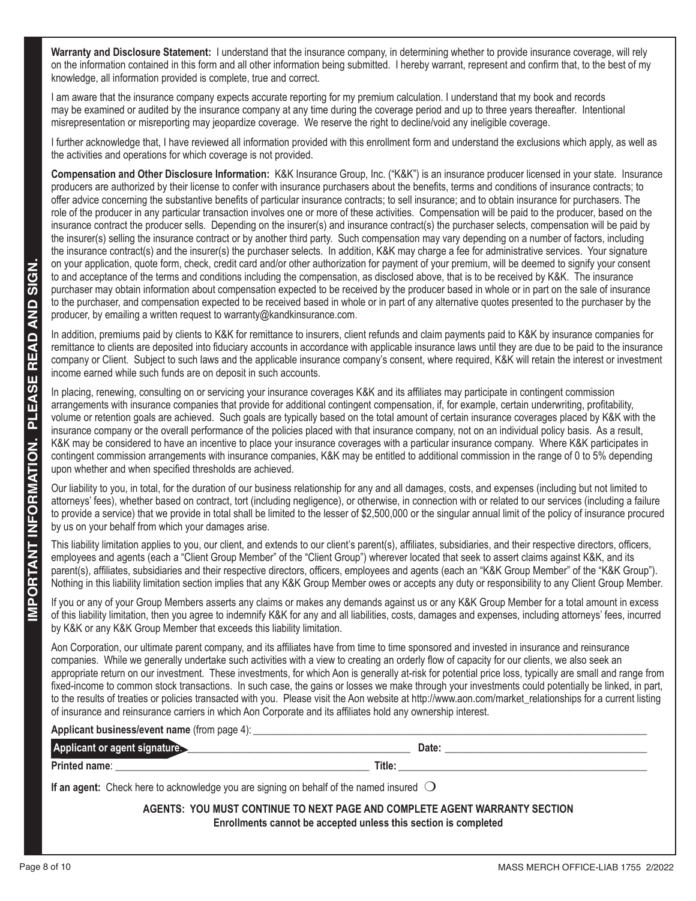**IMPORTANT INFORMATION. PLEASE READ AND SIGN.**

**Warranty and Disclosure Statement:** I understand that the insurance company, in determining whether to provide insurance coverage, will rely on the information contained in this form and all other information being submitted. I hereby warrant, represent and confirm that, to the best of my knowledge, all information provided is complete, true and correct.

I am aware that the insurance company expects accurate reporting for my premium calculation. I understand that my book and records may be examined or audited by the insurance company at any time during the coverage period and up to three years thereafter. Intentional misrepresentation or misreporting may jeopardize coverage. We reserve the right to decline/void any ineligible coverage.

I further acknowledge that, I have reviewed all information provided with this enrollment form and understand the exclusions which apply, as well as the activities and operations for which coverage is not provided.

**Compensation and Other Disclosure Information:** K&K Insurance Group, Inc. ("K&K") is an insurance producer licensed in your state. Insurance producers are authorized by their license to confer with insurance purchasers about the benefits, terms and conditions of insurance contracts; to offer advice concerning the substantive benefits of particular insurance contracts; to sell insurance; and to obtain insurance for purchasers. The role of the producer in any particular transaction involves one or more of these activities. Compensation will be paid to the producer, based on the insurance contract the producer sells. Depending on the insurer(s) and insurance contract(s) the purchaser selects, compensation will be paid by the insurer(s) selling the insurance contract or by another third party. Such compensation may vary depending on a number of factors, including the insurance contract(s) and the insurer(s) the purchaser selects. In addition, K&K may charge a fee for administrative services. Your signature on your application, quote form, check, credit card and/or other authorization for payment of your premium, will be deemed to signify your consent to and acceptance of the terms and conditions including the compensation, as disclosed above, that is to be received by K&K. The insurance purchaser may obtain information about compensation expected to be received by the producer based in whole or in part on the sale of insurance to the purchaser, and compensation expected to be received based in whole or in part of any alternative quotes presented to the purchaser by the producer, by emailing a written request to warranty@kandkinsurance.com.

In addition, premiums paid by clients to K&K for remittance to insurers, client refunds and claim payments paid to K&K by insurance companies for remittance to clients are deposited into fiduciary accounts in accordance with applicable insurance laws until they are due to be paid to the insurance company or Client. Subject to such laws and the applicable insurance company's consent, where required, K&K will retain the interest or investment income earned while such funds are on deposit in such accounts.

In placing, renewing, consulting on or servicing your insurance coverages K&K and its affiliates may participate in contingent commission arrangements with insurance companies that provide for additional contingent compensation, if, for example, certain underwriting, profitability, volume or retention goals are achieved. Such goals are typically based on the total amount of certain insurance coverages placed by K&K with the insurance company or the overall performance of the policies placed with that insurance company, not on an individual policy basis. As a result, K&K may be considered to have an incentive to place your insurance coverages with a particular insurance company. Where K&K participates in contingent commission arrangements with insurance companies, K&K may be entitled to additional commission in the range of 0 to 5% depending upon whether and when specified thresholds are achieved.

Our liability to you, in total, for the duration of our business relationship for any and all damages, costs, and expenses (including but not limited to attorneys' fees), whether based on contract, tort (including negligence), or otherwise, in connection with or related to our services (including a failure to provide a service) that we provide in total shall be limited to the lesser of $2,500,000 or the singular annual limit of the policy of insurance procured by us on your behalf from which your damages arise.

This liability limitation applies to you, our client, and extends to our client's parent(s), affiliates, subsidiaries, and their respective directors, officers, employees and agents (each a "Client Group Member" of the "Client Group") wherever located that seek to assert claims against K&K, and its parent(s), affiliates, subsidiaries and their respective directors, officers, employees and agents (each an "K&K Group Member" of the "K&K Group"). Nothing in this liability limitation section implies that any K&K Group Member owes or accepts any duty or responsibility to any Client Group Member.

If you or any of your Group Members asserts any claims or makes any demands against us or any K&K Group Member for a total amount in excess of this liability limitation, then you agree to indemnify K&K for any and all liabilities, costs, damages and expenses, including attorneys' fees, incurred by K&K or any K&K Group Member that exceeds this liability limitation.

Aon Corporation, our ultimate parent company, and its affiliates have from time to time sponsored and invested in insurance and reinsurance companies. While we generally undertake such activities with a view to creating an orderly flow of capacity for our clients, we also seek an appropriate return on our investment. These investments, for which Aon is generally at-risk for potential price loss, typically are small and range from fixed-income to common stock transactions. In such case, the gains or losses we make through your investments could potentially be linked, in part, to the results of treaties or policies transacted with you. Please visit the Aon website at http://www.aon.com/market_relationships for a current listing of insurance and reinsurance carriers in which Aon Corporate and its affiliates hold any ownership interest.

**Applicant business/event name** (from page 4): ______________________________

**Applicant or agent signature:** ______________________________ **Date:** ______________________________

**Printed name**: ______________________________ **Title:** ______________________________

**If an agent:** Check here to acknowledge you are signing on behalf of the named insured ❍

**AGENTS: YOU MUST CONTINUE TO NEXT PAGE AND COMPLETE AGENT WARRANTY SECTION**

**Enrollments cannot be accepted unless this section is completed**

MASS MERCH OFFICE-LIAB 1755 2/2022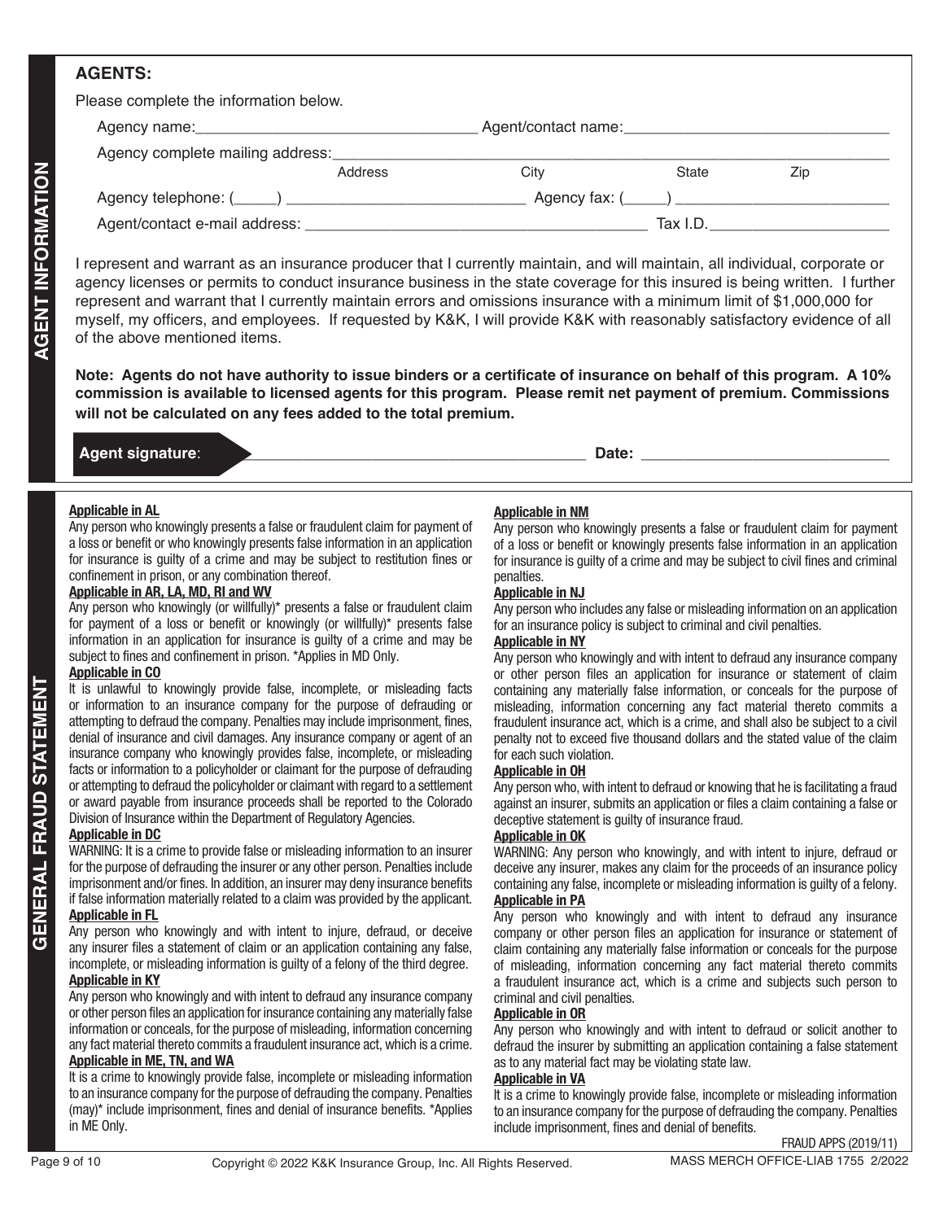## AGENT INFORMATION

**AGENTS:**

Please complete the information below.

Agency name:_______________________________ Agent/contact name:______________________________

Agency complete mailing address:_______________________________________________________________

Address City State Zip

Agency telephone: (_____) ___________________________ Agency fax: (_____) ________________________

Agent/contact e-mail address: ______________________________________ Tax I.D.____________________

I represent and warrant as an insurance producer that I currently maintain, and will maintain, all individual, corporate or agency licenses or permits to conduct insurance business in the state coverage for this insured is being written. I further represent and warrant that I currently maintain errors and omissions insurance with a minimum limit of $1,000,000 for myself, my officers, and employees. If requested by K&K, I will provide K&K with reasonably satisfactory evidence of all of the above mentioned items.

**Note: Agents do not have authority to issue binders or a certificate of insurance on behalf of this program. A 10% commission is available to licensed agents for this program. Please remit net payment of premium. Commissions will not be calculated on any fees added to the total premium.**

**Agent signature**: ______________________________________ **Date:** ____________________________

## GENERAL FRAUD STATEMENT

**Applicable in AL**

Any person who knowingly presents a false or fraudulent claim for payment of a loss or benefit or who knowingly presents false information in an application for insurance is guilty of a crime and may be subject to restitution fines or confinement in prison, or any combination thereof.

**Applicable in AR, LA, MD, RI and WV**

Any person who knowingly (or willfully)* presents a false or fraudulent claim for payment of a loss or benefit or knowingly (or willfully)* presents false information in an application for insurance is guilty of a crime and may be subject to fines and confinement in prison. *Applies in MD Only.

**Applicable in CO**

It is unlawful to knowingly provide false, incomplete, or misleading facts or information to an insurance company for the purpose of defrauding or attempting to defraud the company. Penalties may include imprisonment, fines, denial of insurance and civil damages. Any insurance company or agent of an insurance company who knowingly provides false, incomplete, or misleading facts or information to a policyholder or claimant for the purpose of defrauding or attempting to defraud the policyholder or claimant with regard to a settlement or award payable from insurance proceeds shall be reported to the Colorado Division of Insurance within the Department of Regulatory Agencies.

**Applicable in DC**

WARNING: It is a crime to provide false or misleading information to an insurer for the purpose of defrauding the insurer or any other person. Penalties include imprisonment and/or fines. In addition, an insurer may deny insurance benefits if false information materially related to a claim was provided by the applicant.

**Applicable in FL**

Any person who knowingly and with intent to injure, defraud, or deceive any insurer files a statement of claim or an application containing any false, incomplete, or misleading information is guilty of a felony of the third degree.

**Applicable in KY**

Any person who knowingly and with intent to defraud any insurance company or other person files an application for insurance containing any materially false information or conceals, for the purpose of misleading, information concerning any fact material thereto commits a fraudulent insurance act, which is a crime.

**Applicable in ME, TN, and WA**

It is a crime to knowingly provide false, incomplete or misleading information to an insurance company for the purpose of defrauding the company. Penalties (may)* include imprisonment, fines and denial of insurance benefits. *Applies in ME Only.

**Applicable in NM**

Any person who knowingly presents a false or fraudulent claim for payment of a loss or benefit or knowingly presents false information in an application for insurance is guilty of a crime and may be subject to civil fines and criminal penalties.

**Applicable in NJ**

Any person who includes any false or misleading information on an application for an insurance policy is subject to criminal and civil penalties.

**Applicable in NY**

Any person who knowingly and with intent to defraud any insurance company or other person files an application for insurance or statement of claim containing any materially false information, or conceals for the purpose of misleading, information concerning any fact material thereto commits a fraudulent insurance act, which is a crime, and shall also be subject to a civil penalty not to exceed five thousand dollars and the stated value of the claim for each such violation.

**Applicable in OH**

Any person who, with intent to defraud or knowing that he is facilitating a fraud against an insurer, submits an application or files a claim containing a false or deceptive statement is guilty of insurance fraud.

**Applicable in OK**

WARNING: Any person who knowingly, and with intent to injure, defraud or deceive any insurer, makes any claim for the proceeds of an insurance policy containing any false, incomplete or misleading information is guilty of a felony.

**Applicable in PA**

Any person who knowingly and with intent to defraud any insurance company or other person files an application for insurance or statement of claim containing any materially false information or conceals for the purpose of misleading, information concerning any fact material thereto commits a fraudulent insurance act, which is a crime and subjects such person to criminal and civil penalties.

**Applicable in OR**

Any person who knowingly and with intent to defraud or solicit another to defraud the insurer by submitting an application containing a false statement as to any material fact may be violating state law.

**Applicable in VA**

It is a crime to knowingly provide false, incomplete or misleading information to an insurance company for the purpose of defrauding the company. Penalties include imprisonment, fines and denial of benefits.

FRAUD APPS (2019/11)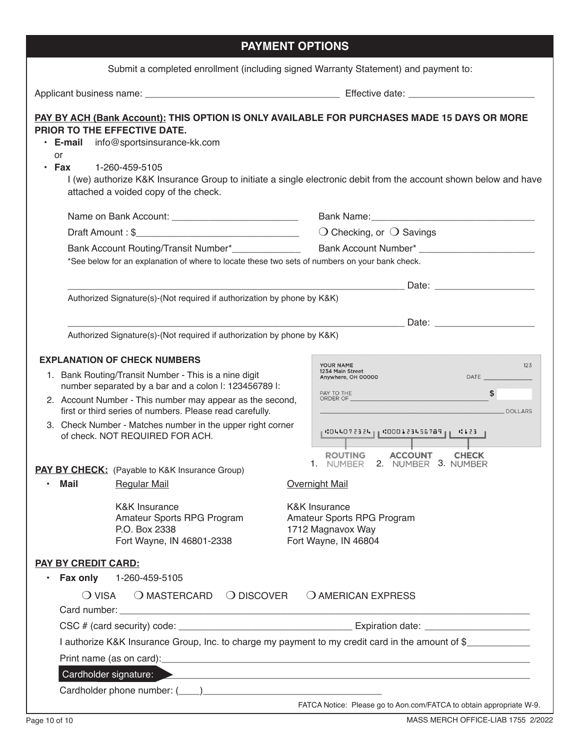## PAYMENT OPTIONS

Submit a completed enrollment (including signed Warranty Statement) and payment to:

Applicant business name: ____________________________________ Effective date: ________________________

**PAY BY ACH (Bank Account): THIS OPTION IS ONLY AVAILABLE FOR PURCHASES MADE 15 DAYS OR MORE PRIOR TO THE EFFECTIVE DATE.**

- **E-mail** info@sportsinsurance-kk.com

  or

- **Fax** 1-260-459-5105

  I (we) authorize K&K Insurance Group to initiate a single electronic debit from the account shown below and have attached a voided copy of the check.

Name on Bank Account: ________________________ Bank Name: ________________________________

Draft Amount : $________________________________ ❍ Checking, or ❍ Savings

Bank Account Routing/Transit Number*_____________ Bank Account Number* ______________________

*See below for an explanation of where to locate these two sets of numbers on your bank check.

_________________________________________________________________ Date: ___________________

Authorized Signature(s)-(Not required if authorization by phone by K&K)

_________________________________________________________________ Date: ___________________

Authorized Signature(s)-(Not required if authorization by phone by K&K)

**EXPLANATION OF CHECK NUMBERS**

1. Bank Routing/Transit Number - This is a nine digit number separated by a bar and a colon l: 123456789 l:
2. Account Number - This number may appear as the second, first or third series of numbers. Please read carefully.
3. Check Number - Matches number in the upper right corner of check. NOT REQUIRED FOR ACH.

YOUR NAME
1234 Main Street
Anywhere, OH 00000

123

DATE

PAY TO THE ORDER OF

$

DOLLARS

1. ROUTING NUMBER 2. ACCOUNT NUMBER 3. CHECK NUMBER

**PAY BY CHECK:** (Payable to K&K Insurance Group)

- **Mail**

| Regular Mail | Overnight Mail |
|---|---|
| K&K Insurance<br>Amateur Sports RPG Program<br>P.O. Box 2338<br>Fort Wayne, IN 46801-2338 | K&K Insurance<br>Amateur Sports RPG Program<br>1712 Magnavox Way<br>Fort Wayne, IN 46804 |

**PAY BY CREDIT CARD:**

- **Fax only** 1-260-459-5105

❍ VISA ❍ MASTERCARD ❍ DISCOVER ❍ AMERICAN EXPRESS

Card number: ______________________________________________________________________________

CSC # (card security) code: _________________________________ Expiration date: ____________________

I authorize K&K Insurance Group, Inc. to charge my payment to my credit card in the amount of $____________

Print name (as on card):____________________________________________________________________

Cardholder signature: ______________________________________________________________________

Cardholder phone number: (____)__________________________________

FATCA Notice: Please go to Aon.com/FATCA to obtain appropriate W-9.

MASS MERCH OFFICE-LIAB 1755 2/2022